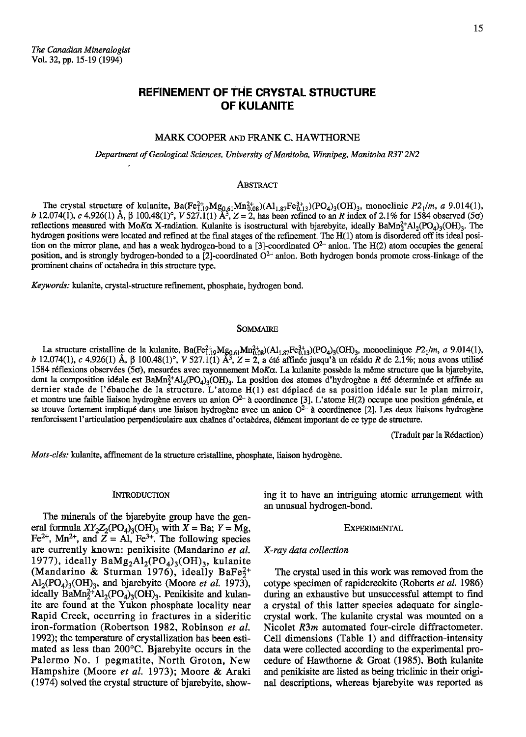# REFINEMENT OF THE CRYSTAL STRUCTURE OF KULANITE

MARK COOPER AND FRANK C. HAWTHORNE

*Department of Geological Sciences, University of Manitoba, Winnipeg, Manitoba R3T 2N2*

## ABSTRACT

The crystal structure of kulanite, $Ba(Fe^{2+}_{1.19}Mg_{0.61}Mn^{2+}_{0.08})(Al_{1.87}Fe^{3+}_{0.13})(PO_4)_3(OH)_3$, monoclinic $P2_1/m$, *a* 9.014(1), *b* 12.074(1), *c* 4.926(1) Å, β 100.48(1)°, *V* 527.1(1) Å$^3$, *Z* = 2, has been refined to an *R* index of 2.1% for 1584 observed (5σ) reflections measured with MoKα X-radiation. Kulanite is isostructural with bjarebyite, ideally $BaMn^{2+}_2Al_2(PO_4)_3(OH)_3$. The hydrogen positions were located and refined at the final stages of the refinement. The H(1) atom is disordered off its ideal position on the mirror plane, and has a weak hydrogen-bond to a [3]-coordinated $O^{2-}$ anion. The H(2) atom occupies the general position, and is strongly hydrogen-bonded to a [2]-coordinated $O^{2-}$ anion. Both hydrogen bonds promote cross-linkage of the prominent chains of octahedra in this structure type.

*Keywords:* kulanite, crystal-structure refinement, phosphate, hydrogen bond.

## SOMMAIRE

La structure cristalline de la kulanite, $Ba(Fe^{2+}_{1.19}Mg_{0.61}Mn^{2+}_{0.08})(Al_{1.87}Fe^{3+}_{0.13})(PO_4)_3(OH)_3$, monoclinique $P2_1/m$, *a* 9.014(1), *b* 12.074(1), *c* 4.926(1) Å, β 100.48(1)°, *V* 527.1(1) Å$^3$, *Z* = 2, a été affinée jusqu'à un résidu *R* de 2.1%; nous avons utilisé 1584 réflexions observées (5σ), mesurées avec rayonnement MoKα. La kulanite possède la même structure que la bjarebyite, dont la composition idéale est $BaMn^{2+}_2Al_2(PO_4)_3(OH)_3$. La position des atomes d'hydrogène a été déterminée et affinée au dernier stade de l'ébauche de la structure. L'atome H(1) est déplacé de sa position idéale sur le plan miroir, et montre une faible liaison hydrogène envers un anion $O^{2-}$ à coordinence [3]. L'atome H(2) occupe une position générale, et se trouve fortement impliqué dans une liaison hydrogène avec un anion $O^{2-}$ à coordinence [2]. Les deux liaisons hydrogène renforcissent l'articulation perpendiculaire aux chaînes d'octaèdres, élément important de ce type de structure.

(Traduit par la Rédaction)

*Mots-clés:* kulanite, affinement de la structure cristalline, phosphate, liaison hydrogène.

## INTRODUCTION

The minerals of the bjarebyite group have the general formula $XY_2Z_2(PO_4)_3(OH)_3$ with $X$ = Ba; $Y$ = Mg, $Fe^{2+}$, $Mn^{2+}$, and $Z$ = Al, $Fe^{3+}$. The following species are currently known: penikisite (Mandarino *et al.* 1977), ideally $BaMg_2Al_2(PO_4)_3(OH)_3$, kulanite (Mandarino & Sturman 1976), ideally $BaFe^{2+}_2Al_2(PO_4)_3(OH)_3$, and bjarebyite (Moore *et al.* 1973), ideally $BaMn^{2+}_2Al_2(PO_4)_3(OH)_3$. Penikisite and kulanite are found at the Yukon phosphate locality near Rapid Creek, occurring in fractures in a sideritic iron-formation (Robertson 1982, Robinson *et al.* 1992); the temperature of crystallization has been estimated as less than 200°C. Bjarebyite occurs in the Palermo No. 1 pegmatite, North Groton, New Hampshire (Moore *et al.* 1973); Moore & Araki (1974) solved the crystal structure of bjarebyite, showing it to have an intriguing atomic arrangement with an unusual hydrogen-bond.

## EXPERIMENTAL

### X-ray data collection

The crystal used in this work was removed from the cotype specimen of rapidcreekite (Roberts *et al.* 1986) during an exhaustive but unsuccessful attempt to find a crystal of this latter species adequate for single-crystal work. The kulanite crystal was mounted on a Nicolet *R*3*m* automated four-circle diffractometer. Cell dimensions (Table 1) and diffraction-intensity data were collected according to the experimental procedure of Hawthorne & Groat (1985). Both kulanite and penikisite are listed as being triclinic in their original descriptions, whereas bjarebyite was reported as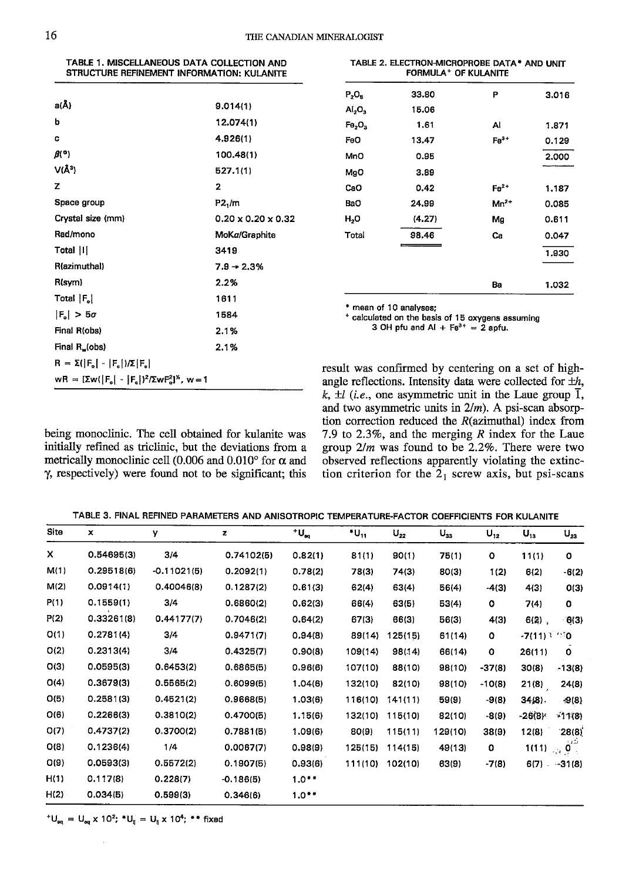TABLE 1. MISCELLANEOUS DATA COLLECTION AND STRUCTURE REFINEMENT INFORMATION: KULANITE

| | |
|---|---|
| a(Å) | 9.014(1) |
| b | 12.074(1) |
| c | 4.926(1) |
| β(°) | 100.48(1) |
| V(Å³) | 527.1(1) |
| Z | 2 |
| Space group | $P2_1/m$ |
| Crystal size (mm) | 0.20 x 0.20 x 0.32 |
| Rad/mono | MoKα/Graphite |
| Total \|I\| | 3419 |
| R(azimuthal) | 7.9 → 2.3% |
| R(sym) | 2.2% |
| Total \|F₀\| | 1611 |
| \|F₀\| > 5σ | 1584 |
| Final R(obs) | 2.1% |
| Final $R_w$(obs) | 2.1% |

$R = \Sigma(|F_o| - |F_c|)/\Sigma|F_o|$

$wR = [\Sigma w(|F_o| - |F_c|)^2/\Sigma wF_o^2]^{1/2}$, w = 1

TABLE 2. ELECTRON-MICROPROBE DATA* AND UNIT FORMULA+ OF KULANITE

| | | | |
|---|---|---|---|
| $P_2O_5$ | 33.80 | P | 3.016 |
| $Al_2O_3$ | 15.06 | | |
| $Fe_2O_3$ | 1.61 | Al | 1.871 |
| FeO | 13.47 | $Fe^{3+}$ | 0.129 |
| MnO | 0.95 | | 2.000 |
| MgO | 3.89 | | |
| CaO | 0.42 | $Fe^{2+}$ | 1.187 |
| BaO | 24.99 | $Mn^{2+}$ | 0.085 |
| $H_2O$ | (4.27) | Mg | 0.611 |
| Total | 98.46 | Ca | 0.047 |
| | | | 1.930 |
| | | Ba | 1.032 |

\* mean of 10 analyses;
+ calculated on the basis of 15 oxygens assuming 3 OH pfu and Al + $Fe^{3+}$ = 2 apfu.

being monoclinic. The cell obtained for kulanite was initially refined as triclinic, but the deviations from a metrically monoclinic cell (0.006 and 0.010° for α and γ, respectively) were found not to be significant; this result was confirmed by centering on a set of high-angle reflections. Intensity data were collected for ±*h*, *k*, ±*l* (*i.e.*, one asymmetric unit in the Laue group $\bar{1}$, and two asymmetric units in 2/*m*). A psi-scan absorption correction reduced the *R*(azimuthal) index from 7.9 to 2.3%, and the merging *R* index for the Laue group 2/*m* was found to be 2.2%. There were two observed reflections apparently violating the extinction criterion for the $2_1$ screw axis, but psi-scans

TABLE 3. FINAL REFINED PARAMETERS AND ANISOTROPIC TEMPERATURE-FACTOR COEFFICIENTS FOR KULANITE

| Site | x | y | z | +$U_{eq}$ | *$U_{11}$ | $U_{22}$ | $U_{33}$ | $U_{12}$ | $U_{13}$ | $U_{23}$ |
|---|---|---|---|---|---|---|---|---|---|---|
| X | 0.54695(3) | 3/4 | 0.74102(5) | 0.82(1) | 81(1) | 90(1) | 75(1) | 0 | 11(1) | 0 |
| M(1) | 0.29518(6) | -0.11021(5) | 0.2092(1) | 0.78(2) | 78(3) | 74(3) | 80(3) | 1(2) | 6(2) | -6(2) |
| M(2) | 0.0914(1) | 0.40046(8) | 0.1287(2) | 0.61(3) | 62(4) | 63(4) | 56(4) | -4(3) | 4(3) | 0(3) |
| P(1) | 0.1559(1) | 3/4 | 0.6860(2) | 0.62(3) | 66(4) | 63(5) | 53(4) | 0 | 7(4) | 0 |
| P(2) | 0.33261(8) | 0.44177(7) | 0.7046(2) | 0.64(2) | 67(3) | 66(3) | 56(3) | 4(3) | 6(2) | 6(3) |
| O(1) | 0.2781(4) | 3/4 | 0.9471(7) | 0.94(8) | 89(14) | 125(15) | 61(14) | 0 | -7(11) | 0 |
| O(2) | 0.2313(4) | 3/4 | 0.4325(7) | 0.90(8) | 109(14) | 98(14) | 66(14) | 0 | 26(11) | 0 |
| O(3) | 0.0595(3) | 0.6453(2) | 0.6865(5) | 0.96(6) | 107(10) | 88(10) | 98(10) | -37(8) | 30(8) | -13(8) |
| O(4) | 0.3679(3) | 0.5565(2) | 0.6099(5) | 1.04(6) | 132(10) | 82(10) | 98(10) | -10(8) | 21(8) | 24(8) |
| O(5) | 0.2581(3) | 0.4521(2) | 0.9668(5) | 1.03(6) | 116(10) | 141(11) | 59(9) | -9(8) | 34(8) | -9(8) |
| O(6) | 0.2266(3) | 0.3810(2) | 0.4700(5) | 1.15(6) | 132(10) | 115(10) | 82(10) | -8(9) | -26(8) | 11(8) |
| O(7) | 0.4737(2) | 0.3700(2) | 0.7881(5) | 1.09(6) | 80(9) | 115(11) | 129(10) | 38(9) | 12(8) | 28(8) |
| O(8) | 0.1236(4) | 1/4 | 0.0067(7) | 0.98(9) | 125(15) | 114(15) | 49(13) | 0 | 1(11) | 0 |
| O(9) | 0.0593(3) | 0.5572(2) | 0.1907(5) | 0.93(6) | 111(10) | 102(10) | 63(9) | -7(8) | 6(7) | -31(8) |
| H(1) | 0.117(8) | 0.228(7) | -0.186(5) | 1.0** | | | | | | |
| H(2) | 0.034(5) | 0.599(3) | 0.346(6) | 1.0** | | | | | | |

+$U_{eq} = U_{eq} \times 10^2$; *$U_{ij} = U_{ij} \times 10^4$; ** fixed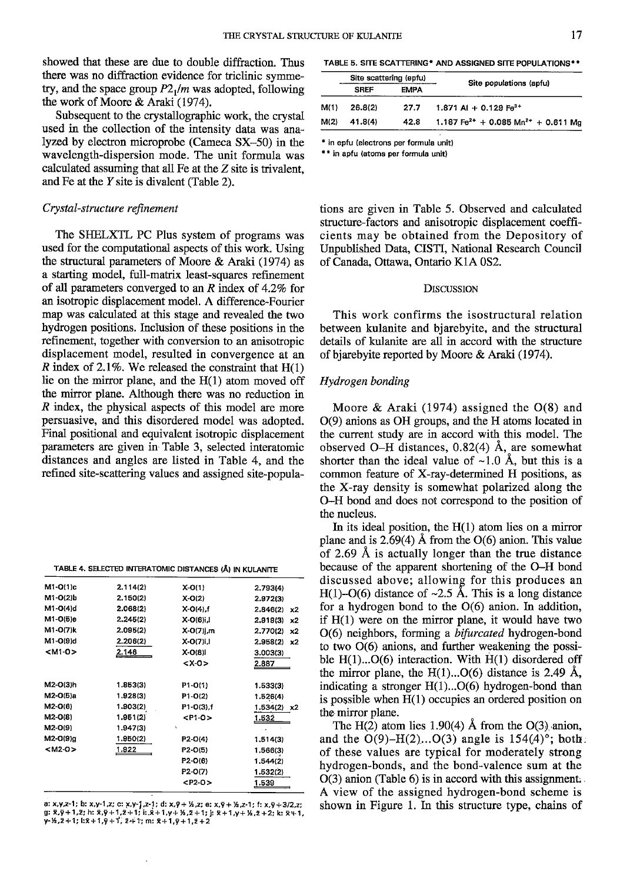showed that these are due to double diffraction. Thus there was no diffraction evidence for triclinic symmetry, and the space group $P2_1/m$ was adopted, following the work of Moore & Araki (1974).

Subsequent to the crystallographic work, the crystal used in the collection of the intensity data was analyzed by electron microprobe (Cameca SX–50) in the wavelength-dispersion mode. The unit formula was calculated assuming that all Fe at the $Z$ site is trivalent, and Fe at the $Y$ site is divalent (Table 2).

### *Crystal-structure refinement*

The SHELXTL PC Plus system of programs was used for the computational aspects of this work. Using the structural parameters of Moore & Araki (1974) as a starting model, full-matrix least-squares refinement of all parameters converged to an $R$ index of 4.2% for an isotropic displacement model. A difference-Fourier map was calculated at this stage and revealed the two hydrogen positions. Inclusion of these positions in the refinement, together with conversion to an anisotropic displacement model, resulted in convergence at an $R$ index of 2.1%. We released the constraint that H(1) lie on the mirror plane, and the H(1) atom moved off the mirror plane. Although there was no reduction in $R$ index, the physical aspects of this model are more persuasive, and this disordered model was adopted. Final positional and equivalent isotropic displacement parameters are given in Table 3, selected interatomic distances and angles are listed in Table 4, and the refined site-scattering values and assigned site-populations are given in Table 5. Observed and calculated structure-factors and anisotropic displacement coefficients may be obtained from the Depository of Unpublished Data, CISTI, National Research Council of Canada, Ottawa, Ontario K1A 0S2.

TABLE 4. SELECTED INTERATOMIC DISTANCES (Å) IN KULANITE

| | | | |
|---|---|---|---|
| M1-O(1)c | 2.114(2) | X-O(1) | 2.793(4) |
| M1-O(2)b | 2.150(2) | X-O(2) | 2.972(3) |
| M1-O(4)d | 2.068(2) | X-O(4),f | 2.846(2) x2 |
| M1-O(5)e | 2.245(2) | X-O(6)i,l | 2.918(3) x2 |
| M1-O(7)k | 2.095(2) | X-O(7)j,m | 2.770(2) x2 |
| M1-O(9)d | 2.206(2) | X-O(7)i,l | 2.958(2) x2 |
| <M1-O> | 2.146 | X-O(8)l | 3.003(3) |
| | | <X-O> | 2.887 |
| M2-O(3)h | 1.853(3) | P1-O(1) | 1.533(3) |
| M2-O(5)a | 1.928(3) | P1-O(2) | 1.526(4) |
| M2-O(6) | 1.903(2) | P1-O(3),f | 1.534(2) x2 |
| M2-O(8) | 1.951(2) | <P1-O> | 1.532 |
| M2-O(9) | 1.947(3) | | |
| M2-O(9)g | 1.950(2) | P2-O(4) | 1.514(3) |
| <M2-O> | 1.922 | P2-O(5) | 1.566(3) |
| | | P2-O(6) | 1.544(2) |
| | | P2-O(7) | 1.532(2) |
| | | <P2-O> | 1.539 |

a: x,y,z-1; b: x,y-1,z; c: x,y-1,z-1; d: x,y+½,z; e: x,y+½,z-1; f: x,y+3/2,z; g: x,y+1,z; h: x,y+1,z+1; i: x+1,y+½,z+1; j: x+1,y+½,z+2; k: x+1, y-½,z+1; l: x+1,y+1, z+1; m: x+1,y+1,z+2

TABLE 5. SITE SCATTERING* AND ASSIGNED SITE POPULATIONS**

| | Site scattering (epfu) | | Site populations (apfu) |
|---|---|---|---|
| | SREF | EMPA | |
| M(1) | 26.8(2) | 27.7 | 1.871 Al + 0.129 $Fe^{3+}$ |
| M(2) | 41.8(4) | 42.8 | 1.187 $Fe^{2+}$ + 0.085 $Mn^{2+}$ + 0.611 Mg |

\* in epfu (electrons per formula unit)
\*\* in apfu (atoms per formula unit)

## DISCUSSION

This work confirms the isostructural relation between kulanite and bjarebyite, and the structural details of kulanite are all in accord with the structure of bjarebyite reported by Moore & Araki (1974).

### *Hydrogen bonding*

Moore & Araki (1974) assigned the O(8) and O(9) anions as OH groups, and the H atoms located in the current study are in accord with this model. The observed O–H distances, 0.82(4) Å, are somewhat shorter than the ideal value of ~1.0 Å, but this is a common feature of X-ray-determined H positions, as the X-ray density is somewhat polarized along the O–H bond and does not correspond to the position of the nucleus.

In its ideal position, the H(1) atom lies on a mirror plane and is 2.69(4) Å from the O(6) anion. This value of 2.69 Å is actually longer than the true distance because of the apparent shortening of the O–H bond discussed above; allowing for this produces an H(1)–O(6) distance of ~2.5 Å. This is a long distance for a hydrogen bond to the O(6) anion. In addition, if H(1) were on the mirror plane, it would have two O(6) neighbors, forming a *bifurcated* hydrogen-bond to two O(6) anions, and further weakening the possible H(1)...O(6) interaction. With H(1) disordered off the mirror plane, the H(1)...O(6) distance is 2.49 Å, indicating a stronger H(1)...O(6) hydrogen-bond than is possible when H(1) occupies an ordered position on the mirror plane.

The H(2) atom lies 1.90(4) Å from the O(3) anion, and the O(9)–H(2)...O(3) angle is 154(4)°; both of these values are typical for moderately strong hydrogen-bonds, and the bond-valence sum at the O(3) anion (Table 6) is in accord with this assignment. A view of the assigned hydrogen-bond scheme is shown in Figure 1. In this structure type, chains of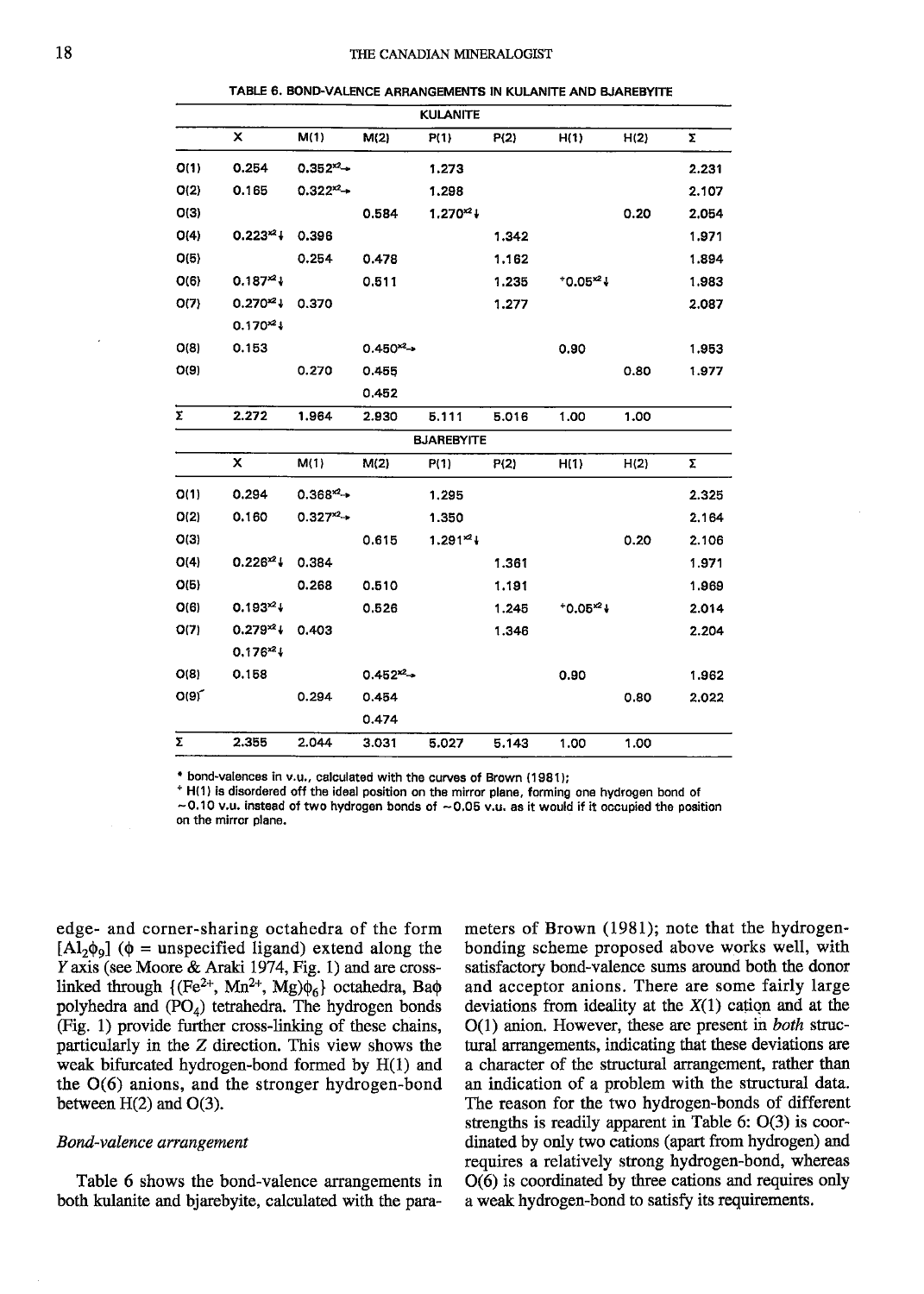**TABLE 6. BOND-VALENCE ARRANGEMENTS IN KULANITE AND BJAREBYITE**

| | KULANITE | | | | | | | |
|---|---|---|---|---|---|---|---|---|
| | X | M(1) | M(2) | P(1) | P(2) | H(1) | H(2) | Σ |
| O(1) | 0.254 | $0.352^{x2}\rightarrow$ | | 1.273 | | | | 2.231 |
| O(2) | 0.165 | $0.322^{x2}\rightarrow$ | | 1.298 | | | | 2.107 |
| O(3) | | | 0.584 | $1.270^{x2}\downarrow$ | | | 0.20 | 2.054 |
| O(4) | $0.223^{x2}\downarrow$ | 0.396 | | | 1.342 | | | 1.971 |
| O(5) | | 0.254 | 0.478 | | 1.162 | | | 1.894 |
| O(6) | $0.187^{x2}\downarrow$ | | 0.511 | | 1.235 | $^{+}0.05^{x2}\downarrow$ | | 1.983 |
| O(7) | $0.270^{x2}\downarrow$ $0.170^{x2}\downarrow$ | 0.370 | | | 1.277 | | | 2.087 |
| O(8) | 0.153 | | $0.450^{x2}\rightarrow$ | | | 0.90 | | 1.953 |
| O(9) | | 0.270 | 0.455 0.452 | | | | 0.80 | 1.977 |
| Σ | 2.272 | 1.964 | 2.930 | 5.111 | 5.016 | 1.00 | 1.00 | |
| | BJAREBYITE | | | | | | | |
| | X | M(1) | M(2) | P(1) | P(2) | H(1) | H(2) | Σ |
| O(1) | 0.294 | $0.368^{x2}\rightarrow$ | | 1.295 | | | | 2.325 |
| O(2) | 0.160 | $0.327^{x2}\rightarrow$ | | 1.350 | | | | 2.164 |
| O(3) | | | 0.615 | $1.291^{x2}\downarrow$ | | | 0.20 | 2.106 |
| O(4) | $0.226^{x2}\downarrow$ | 0.384 | | | 1.361 | | | 1.971 |
| O(5) | | 0.268 | 0.510 | | 1.191 | | | 1.969 |
| O(6) | $0.193^{x2}\downarrow$ | | 0.526 | | 1.245 | $^{+}0.05^{x2}\downarrow$ | | 2.014 |
| O(7) | $0.279^{x2}\downarrow$ $0.176^{x2}\downarrow$ | 0.403 | | | 1.346 | | | 2.204 |
| O(8) | 0.158 | | $0.452^{x2}\rightarrow$ | | | 0.90 | | 1.962 |
| O(9) | | 0.294 | 0.454 0.474 | | | | 0.80 | 2.022 |
| Σ | 2.355 | 2.044 | 3.031 | 5.027 | 5.143 | 1.00 | 1.00 | |

* bond-valences in v.u., calculated with the curves of Brown (1981);
+ H(1) is disordered off the ideal position on the mirror plane, forming one hydrogen bond of ~0.10 v.u. instead of two hydrogen bonds of ~0.05 v.u. as it would if it occupied the position on the mirror plane.

edge- and corner-sharing octahedra of the form $[Al_2\phi_9]$ ($\phi$ = unspecified ligand) extend along the $Y$ axis (see Moore & Araki 1974, Fig. 1) and are cross-linked through $\{(Fe^{2+}, Mn^{2+}, Mg)\phi_6\}$ octahedra, $Ba\phi$ polyhedra and $(PO_4)$ tetrahedra. The hydrogen bonds (Fig. 1) provide further cross-linking of these chains, particularly in the Z direction. This view shows the weak bifurcated hydrogen-bond formed by H(1) and the O(6) anions, and the stronger hydrogen-bond between H(2) and O(3).

### *Bond-valence arrangement*

Table 6 shows the bond-valence arrangements in both kulanite and bjarebyite, calculated with the parameters of Brown (1981); note that the hydrogen-bonding scheme proposed above works well, with satisfactory bond-valence sums around both the donor and acceptor anions. There are some fairly large deviations from ideality at the $X(1)$ cation and at the O(1) anion. However, these are present in *both* structural arrangements, indicating that these deviations are a character of the structural arrangement, rather than an indication of a problem with the structural data. The reason for the two hydrogen-bonds of different strengths is readily apparent in Table 6: O(3) is coordinated by only two cations (apart from hydrogen) and requires a relatively strong hydrogen-bond, whereas O(6) is coordinated by three cations and requires only a weak hydrogen-bond to satisfy its requirements.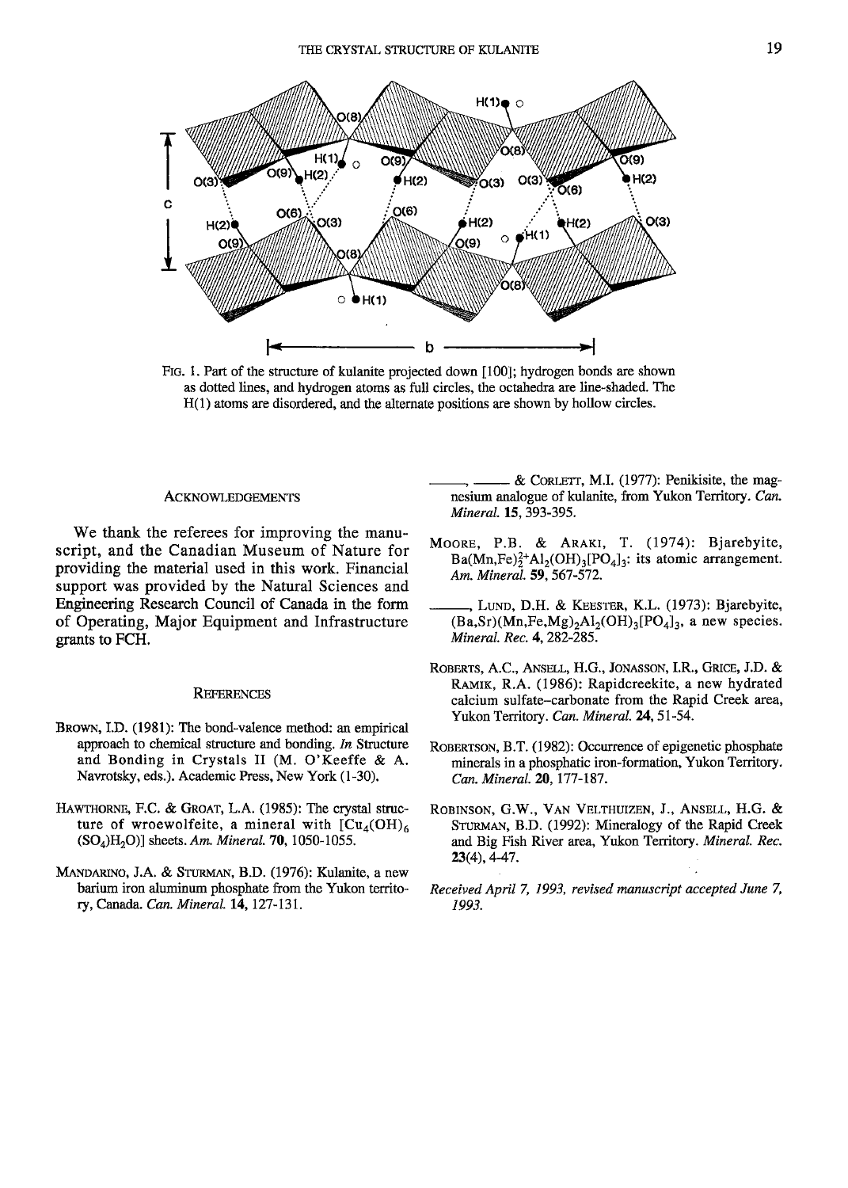O(8) H(1) O(9) O(3) H(2) O(6) c b

FIG. 1. Part of the structure of kulanite projected down [100]; hydrogen bonds are shown as dotted lines, and hydrogen atoms as full circles, the octahedra are line-shaded. The H(1) atoms are disordered, and the alternate positions are shown by hollow circles.

## ACKNOWLEDGEMENTS

We thank the referees for improving the manuscript, and the Canadian Museum of Nature for providing the material used in this work. Financial support was provided by the Natural Sciences and Engineering Research Council of Canada in the form of Operating, Major Equipment and Infrastructure grants to FCH.

## REFERENCES

BROWN, I.D. (1981): The bond-valence method: an empirical approach to chemical structure and bonding. *In* Structure and Bonding in Crystals II (M. O'Keeffe & A. Navrotsky, eds.). Academic Press, New York (1-30).

HAWTHORNE, F.C. & GROAT, L.A. (1985): The crystal structure of wroewolfeite, a mineral with $[Cu_4(OH)_6(SO_4)H_2O)]$ sheets. *Am. Mineral.* **70**, 1050-1055.

MANDARINO, J.A. & STURMAN, B.D. (1976): Kulanite, a new barium iron aluminum phosphate from the Yukon territory, Canada. *Can. Mineral.* **14**, 127-131.

______, ______ & CORLETT, M.I. (1977): Penikisite, the magnesium analogue of kulanite, from Yukon Territory. *Can. Mineral.* **15**, 393-395.

MOORE, P.B. & ARAKI, T. (1974): Bjarebyite, $Ba(Mn,Fe)_2^{2+}Al_2(OH)_3[PO_4]_3$: its atomic arrangement. *Am. Mineral.* **59**, 567-572.

______, LUND, D.H. & KEESTER, K.L. (1973): Bjarebyite, $(Ba,Sr)(Mn,Fe,Mg)_2Al_2(OH)_3[PO_4]_3$, a new species. *Mineral. Rec.* **4**, 282-285.

ROBERTS, A.C., ANSELL, H.G., JONASSON, I.R., GRICE, J.D. & RAMIK, R.A. (1986): Rapidcreekite, a new hydrated calcium sulfate–carbonate from the Rapid Creek area, Yukon Territory. *Can. Mineral.* **24**, 51-54.

ROBERTSON, B.T. (1982): Occurrence of epigenetic phosphate minerals in a phosphatic iron-formation, Yukon Territory. *Can. Mineral.* **20**, 177-187.

ROBINSON, G.W., VAN VELTHUIZEN, J., ANSELL, H.G. & STURMAN, B.D. (1992): Mineralogy of the Rapid Creek and Big Fish River area, Yukon Territory. *Mineral. Rec.* **23**(4), 4-47.

*Received April 7, 1993, revised manuscript accepted June 7, 1993.*